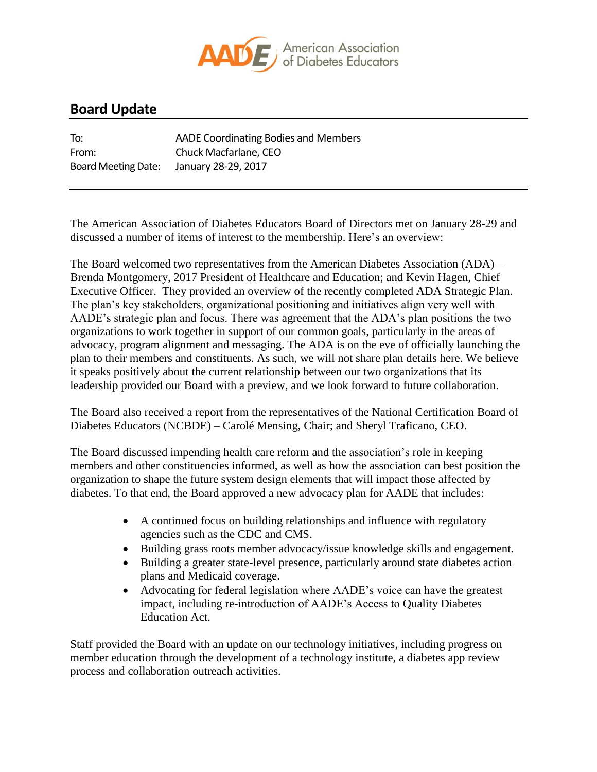American Association of Diabetes Educators

## Board Update

To: AADE Coordinating Bodies and Members
From: Chuck Macfarlane, CEO
Board Meeting Date: January 28-29, 2017

The American Association of Diabetes Educators Board of Directors met on January 28-29 and discussed a number of items of interest to the membership. Here's an overview:

The Board welcomed two representatives from the American Diabetes Association (ADA) – Brenda Montgomery, 2017 President of Healthcare and Education; and Kevin Hagen, Chief Executive Officer. They provided an overview of the recently completed ADA Strategic Plan. The plan's key stakeholders, organizational positioning and initiatives align very well with AADE's strategic plan and focus. There was agreement that the ADA's plan positions the two organizations to work together in support of our common goals, particularly in the areas of advocacy, program alignment and messaging. The ADA is on the eve of officially launching the plan to their members and constituents. As such, we will not share plan details here. We believe it speaks positively about the current relationship between our two organizations that its leadership provided our Board with a preview, and we look forward to future collaboration.

The Board also received a report from the representatives of the National Certification Board of Diabetes Educators (NCBDE) – Carolé Mensing, Chair; and Sheryl Traficano, CEO.

The Board discussed impending health care reform and the association's role in keeping members and other constituencies informed, as well as how the association can best position the organization to shape the future system design elements that will impact those affected by diabetes. To that end, the Board approved a new advocacy plan for AADE that includes:

- A continued focus on building relationships and influence with regulatory agencies such as the CDC and CMS.
- Building grass roots member advocacy/issue knowledge skills and engagement.
- Building a greater state-level presence, particularly around state diabetes action plans and Medicaid coverage.
- Advocating for federal legislation where AADE's voice can have the greatest impact, including re-introduction of AADE's Access to Quality Diabetes Education Act.

Staff provided the Board with an update on our technology initiatives, including progress on member education through the development of a technology institute, a diabetes app review process and collaboration outreach activities.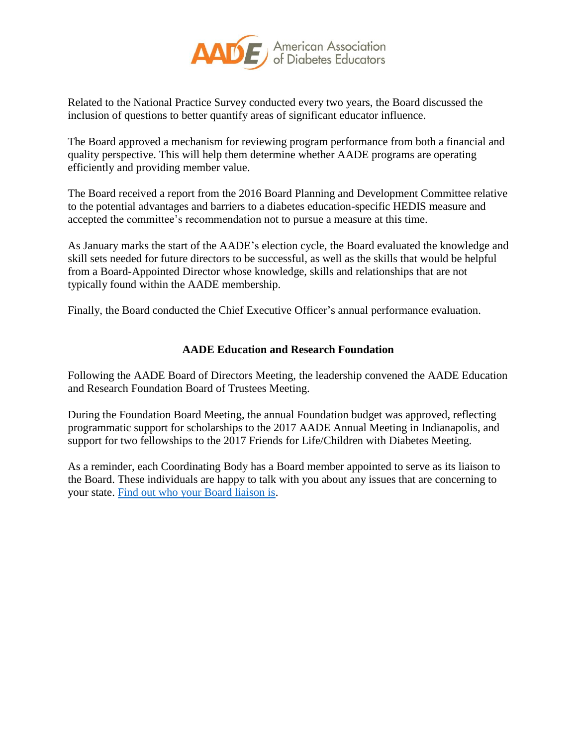Related to the National Practice Survey conducted every two years, the Board discussed the inclusion of questions to better quantify areas of significant educator influence.

The Board approved a mechanism for reviewing program performance from both a financial and quality perspective. This will help them determine whether AADE programs are operating efficiently and providing member value.

The Board received a report from the 2016 Board Planning and Development Committee relative to the potential advantages and barriers to a diabetes education-specific HEDIS measure and accepted the committee's recommendation not to pursue a measure at this time.

As January marks the start of the AADE's election cycle, the Board evaluated the knowledge and skill sets needed for future directors to be successful, as well as the skills that would be helpful from a Board-Appointed Director whose knowledge, skills and relationships that are not typically found within the AADE membership.

Finally, the Board conducted the Chief Executive Officer's annual performance evaluation.

## AADE Education and Research Foundation

Following the AADE Board of Directors Meeting, the leadership convened the AADE Education and Research Foundation Board of Trustees Meeting.

During the Foundation Board Meeting, the annual Foundation budget was approved, reflecting programmatic support for scholarships to the 2017 AADE Annual Meeting in Indianapolis, and support for two fellowships to the 2017 Friends for Life/Children with Diabetes Meeting.

As a reminder, each Coordinating Body has a Board member appointed to serve as its liaison to the Board. These individuals are happy to talk with you about any issues that are concerning to your state. Find out who your Board liaison is.